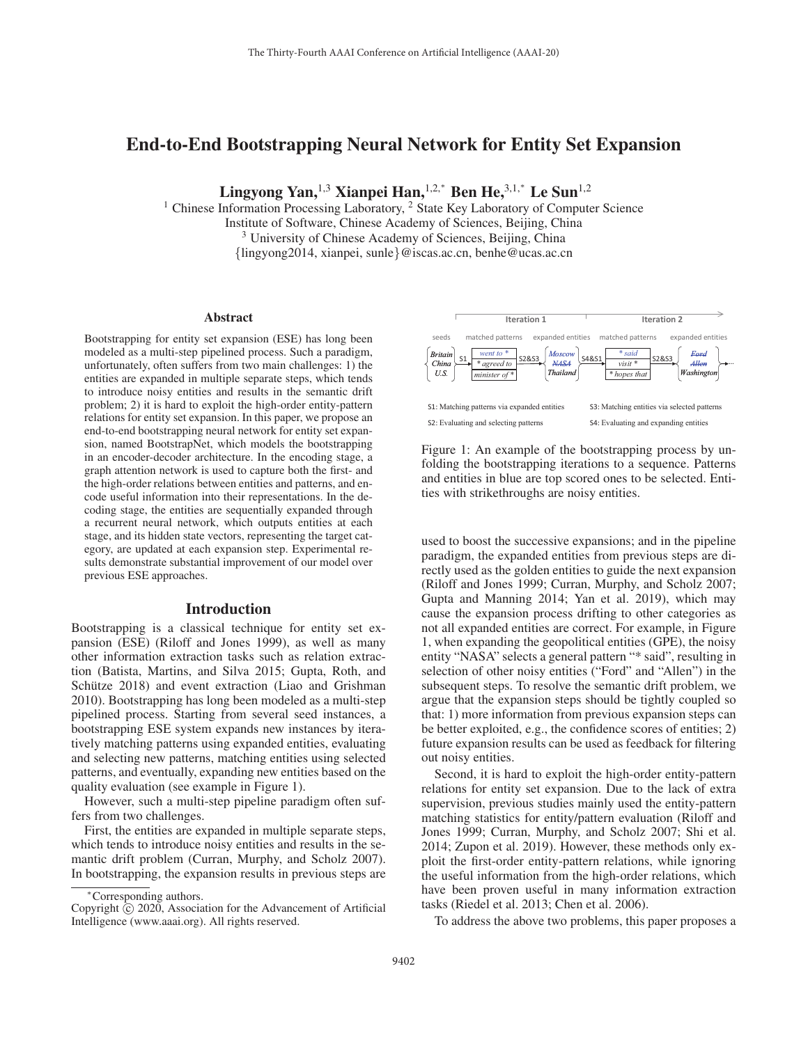# End-to-End Bootstrapping Neural Network for Entity Set Expansion

**Lingyong Yan,**[1,3] **Xianpei Han,**[1,2,*] **Ben He,**[3,1,*] **Le Sun**[1,2]

[1] Chinese Information Processing Laboratory, [2] State Key Laboratory of Computer Science
Institute of Software, Chinese Academy of Sciences, Beijing, China
[3] University of Chinese Academy of Sciences, Beijing, China
{lingyong2014, xianpei, sunle}@iscas.ac.cn, benhe@ucas.ac.cn

## Abstract

Bootstrapping for entity set expansion (ESE) has long been modeled as a multi-step pipelined process. Such a paradigm, unfortunately, often suffers from two main challenges: 1) the entities are expanded in multiple separate steps, which tends to introduce noisy entities and results in the semantic drift problem; 2) it is hard to exploit the high-order entity-pattern relations for entity set expansion. In this paper, we propose an end-to-end bootstrapping neural network for entity set expansion, named BootstrapNet, which models the bootstrapping in an encoder-decoder architecture. In the encoding stage, a graph attention network is used to capture both the first- and the high-order relations between entities and patterns, and encode useful information into their representations. In the decoding stage, the entities are sequentially expanded through a recurrent neural network, which outputs entities at each stage, and its hidden state vectors, representing the target category, are updated at each expansion step. Experimental results demonstrate substantial improvement of our model over previous ESE approaches.

## Introduction

Bootstrapping is a classical technique for entity set expansion (ESE) (Riloff and Jones 1999), as well as many other information extraction tasks such as relation extraction (Batista, Martins, and Silva 2015; Gupta, Roth, and Schütze 2018) and event extraction (Liao and Grishman 2010). Bootstrapping has long been modeled as a multi-step pipelined process. Starting from several seed instances, a bootstrapping ESE system expands new instances by iteratively matching patterns using expanded entities, evaluating and selecting new patterns, matching entities using selected patterns, and eventually, expanding new entities based on the quality evaluation (see example in Figure 1).

However, such a multi-step pipeline paradigm often suffers from two challenges.

First, the entities are expanded in multiple separate steps, which tends to introduce noisy entities and results in the semantic drift problem (Curran, Murphy, and Scholz 2007). In bootstrapping, the expansion results in previous steps are used to boost the successive expansions; and in the pipeline paradigm, the expanded entities from previous steps are directly used as the golden entities to guide the next expansion (Riloff and Jones 1999; Curran, Murphy, and Scholz 2007; Gupta and Manning 2014; Yan et al. 2019), which may cause the expansion process drifting to other categories as not all expanded entities are correct. For example, in Figure 1, when expanding the geopolitical entities (GPE), the noisy entity "NASA" selects a general pattern "* said", resulting in selection of other noisy entities ("Ford" and "Allen") in the subsequent steps. To resolve the semantic drift problem, we argue that the expansion steps should be tightly coupled so that: 1) more information from previous expansion steps can be better exploited, e.g., the confidence scores of entities; 2) future expansion results can be used as feedback for filtering out noisy entities.

Second, it is hard to exploit the high-order entity-pattern relations for entity set expansion. Due to the lack of extra supervision, previous studies mainly used the entity-pattern matching statistics for entity/pattern evaluation (Riloff and Jones 1999; Curran, Murphy, and Scholz 2007; Shi et al. 2014; Zupon et al. 2019). However, these methods only exploit the first-order entity-pattern relations, while ignoring the useful information from the high-order relations, which have been proven useful in many information extraction tasks (Riedel et al. 2013; Chen et al. 2006).

To address the above two problems, this paper proposes a

Figure 1: An example of the bootstrapping process by unfolding the bootstrapping iterations to a sequence. Patterns and entities in blue are top scored ones to be selected. Entities with strikethroughs are noisy entities.

*Corresponding authors.
Copyright © 2020, Association for the Advancement of Artificial Intelligence (www.aaai.org). All rights reserved.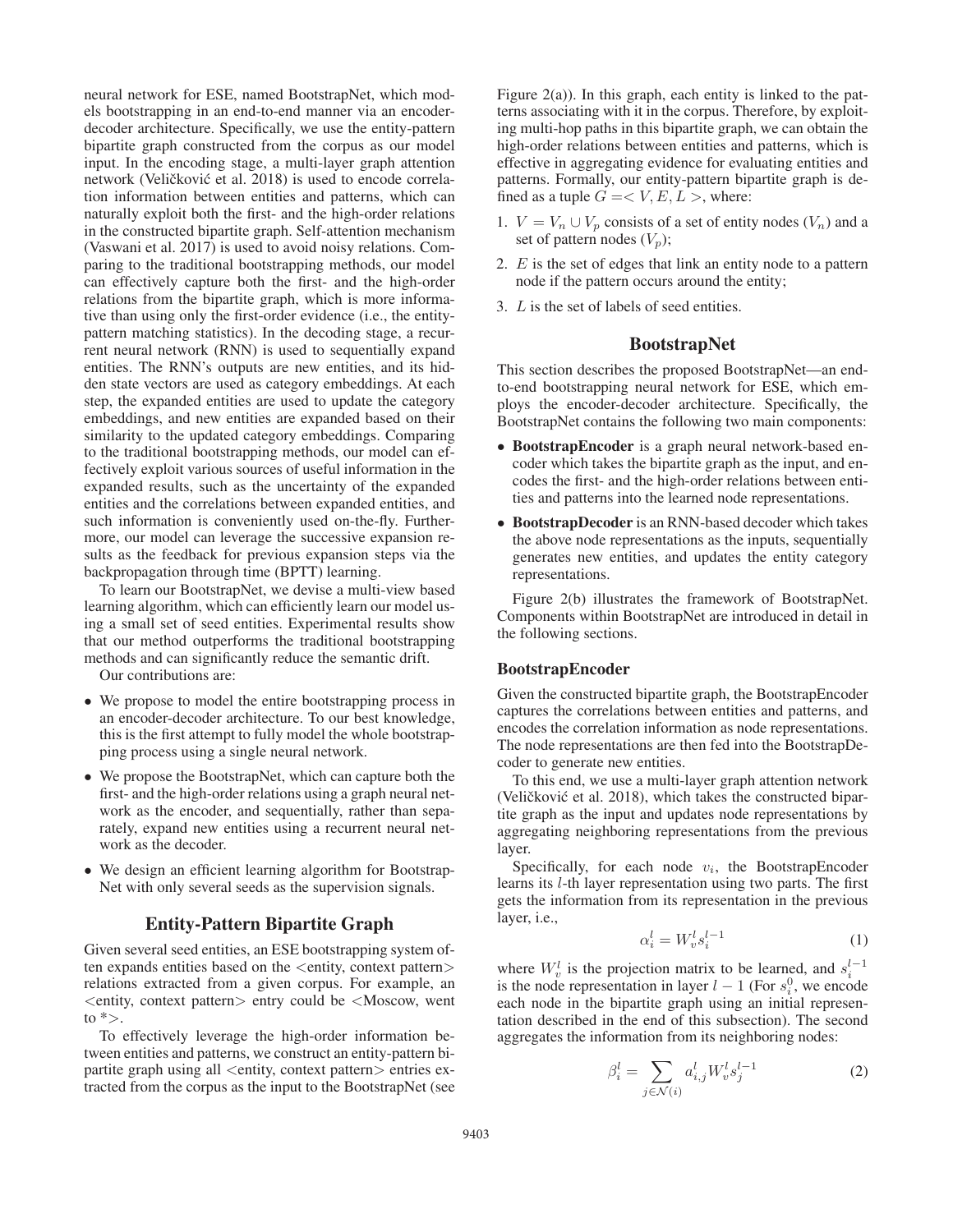neural network for ESE, named BootstrapNet, which models bootstrapping in an end-to-end manner via an encoder-decoder architecture. Specifically, we use the entity-pattern bipartite graph constructed from the corpus as our model input. In the encoding stage, a multi-layer graph attention network (Veličković et al. 2018) is used to encode correlation information between entities and patterns, which can naturally exploit both the first- and the high-order relations in the constructed bipartite graph. Self-attention mechanism (Vaswani et al. 2017) is used to avoid noisy relations. Comparing to the traditional bootstrapping methods, our model can effectively capture both the first- and the high-order relations from the bipartite graph, which is more informative than using only the first-order evidence (i.e., the entity-pattern matching statistics). In the decoding stage, a recurrent neural network (RNN) is used to sequentially expand entities. The RNN's outputs are new entities, and its hidden state vectors are used as category embeddings. At each step, the expanded entities are used to update the category embeddings, and new entities are expanded based on their similarity to the updated category embeddings. Comparing to the traditional bootstrapping methods, our model can effectively exploit various sources of useful information in the expanded results, such as the uncertainty of the expanded entities and the correlations between expanded entities, and such information is conveniently used on-the-fly. Furthermore, our model can leverage the successive expansion results as the feedback for previous expansion steps via the backpropagation through time (BPTT) learning.

To learn our BootstrapNet, we devise a multi-view based learning algorithm, which can efficiently learn our model using a small set of seed entities. Experimental results show that our method outperforms the traditional bootstrapping methods and can significantly reduce the semantic drift.

Our contributions are:

- We propose to model the entire bootstrapping process in an encoder-decoder architecture. To our best knowledge, this is the first attempt to fully model the whole bootstrapping process using a single neural network.
- We propose the BootstrapNet, which can capture both the first- and the high-order relations using a graph neural network as the encoder, and sequentially, rather than separately, expand new entities using a recurrent neural network as the decoder.
- We design an efficient learning algorithm for BootstrapNet with only several seeds as the supervision signals.

## Entity-Pattern Bipartite Graph

Given several seed entities, an ESE bootstrapping system often expands entities based on the <entity, context pattern> relations extracted from a given corpus. For example, an <entity, context pattern> entry could be <Moscow, went to *>.

To effectively leverage the high-order information between entities and patterns, we construct an entity-pattern bipartite graph using all <entity, context pattern> entries extracted from the corpus as the input to the BootstrapNet (see Figure 2(a)). In this graph, each entity is linked to the patterns associating with it in the corpus. Therefore, by exploiting multi-hop paths in this bipartite graph, we can obtain the high-order relations between entities and patterns, which is effective in aggregating evidence for evaluating entities and patterns. Formally, our entity-pattern bipartite graph is defined as a tuple $G = < V, E, L >$, where:

1. $V = V_n \cup V_p$ consists of a set of entity nodes ($V_n$) and a set of pattern nodes ($V_p$);
2. $E$ is the set of edges that link an entity node to a pattern node if the pattern occurs around the entity;
3. $L$ is the set of labels of seed entities.

## BootstrapNet

This section describes the proposed BootstrapNet—an end-to-end bootstrapping neural network for ESE, which employs the encoder-decoder architecture. Specifically, the BootstrapNet contains the following two main components:

- **BootstrapEncoder** is a graph neural network-based encoder which takes the bipartite graph as the input, and encodes the first- and the high-order relations between entities and patterns into the learned node representations.
- **BootstrapDecoder** is an RNN-based decoder which takes the above node representations as the inputs, sequentially generates new entities, and updates the entity category representations.

Figure 2(b) illustrates the framework of BootstrapNet. Components within BootstrapNet are introduced in detail in the following sections.

### BootstrapEncoder

Given the constructed bipartite graph, the BootstrapEncoder captures the correlations between entities and patterns, and encodes the correlation information as node representations. The node representations are then fed into the BootstrapDecoder to generate new entities.

To this end, we use a multi-layer graph attention network (Veličković et al. 2018), which takes the constructed bipartite graph as the input and updates node representations by aggregating neighboring representations from the previous layer.

Specifically, for each node $v_i$, the BootstrapEncoder learns its $l$-th layer representation using two parts. The first gets the information from its representation in the previous layer, i.e.,

$$\alpha_i^l = W_v^l s_i^{l-1} \tag{1}$$

where $W_v^l$ is the projection matrix to be learned, and $s_i^{l-1}$ is the node representation in layer $l-1$ (For $s_i^0$, we encode each node in the bipartite graph using an initial representation described in the end of this subsection). The second aggregates the information from its neighboring nodes:

$$\beta_i^l = \sum_{j \in \mathcal{N}(i)} a_{i,j}^l W_v^l s_j^{l-1} \tag{2}$$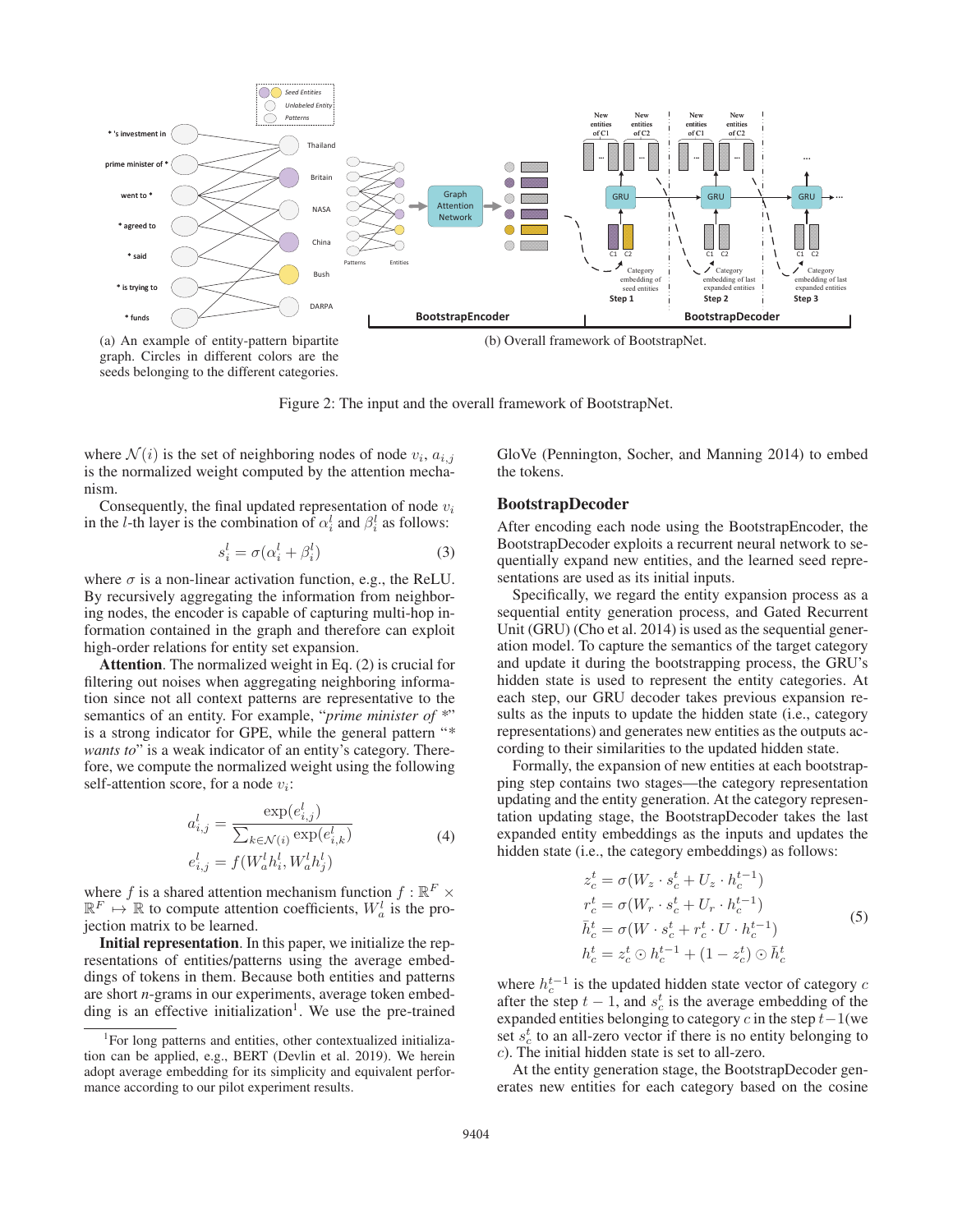(a) An example of entity-pattern bipartite graph. Circles in different colors are the seeds belonging to the different categories.

(b) Overall framework of BootstrapNet.

Figure 2: The input and the overall framework of BootstrapNet.

where $\mathcal{N}(i)$ is the set of neighboring nodes of node $v_i$, $a_{i,j}$ is the normalized weight computed by the attention mechanism.

Consequently, the final updated representation of node $v_i$ in the $l$-th layer is the combination of $\alpha_i^l$ and $\beta_i^l$ as follows:

$$s_i^l = \sigma(\alpha_i^l + \beta_i^l) \tag{3}$$

where $\sigma$ is a non-linear activation function, e.g., the ReLU. By recursively aggregating the information from neighboring nodes, the encoder is capable of capturing multi-hop information contained in the graph and therefore can exploit high-order relations for entity set expansion.

**Attention**. The normalized weight in Eq. (2) is crucial for filtering out noises when aggregating neighboring information since not all context patterns are representative to the semantics of an entity. For example, "*prime minister of* *" is a strong indicator for GPE, while the general pattern "* *wants to*" is a weak indicator of an entity's category. Therefore, we compute the normalized weight using the following self-attention score, for a node $v_i$:

$$\begin{aligned} a_{i,j}^l &= \frac{\exp(e_{i,j}^l)}{\sum_{k \in \mathcal{N}(i)} \exp(e_{i,k}^l)} \\ e_{i,j}^l &= f(W_a^l h_i^l, W_a^l h_j^l) \end{aligned} \tag{4}$$

where $f$ is a shared attention mechanism function $f : \mathbb{R}^F \times \mathbb{R}^F \mapsto \mathbb{R}$ to compute attention coefficients, $W_a^l$ is the projection matrix to be learned.

**Initial representation**. In this paper, we initialize the representations of entities/patterns using the average embeddings of tokens in them. Because both entities and patterns are short *n*-grams in our experiments, average token embedding is an effective initialization[1]. We use the pre-trained GloVe (Pennington, Socher, and Manning 2014) to embed the tokens.

[1]For long patterns and entities, other contextualized initialization can be applied, e.g., BERT (Devlin et al. 2019). We herein adopt average embedding for its simplicity and equivalent performance according to our pilot experiment results.

## BootstrapDecoder

After encoding each node using the BootstrapEncoder, the BootstrapDecoder exploits a recurrent neural network to sequentially expand new entities, and the learned seed representations are used as its initial inputs.

Specifically, we regard the entity expansion process as a sequential entity generation process, and Gated Recurrent Unit (GRU) (Cho et al. 2014) is used as the sequential generation model. To capture the semantics of the target category and update it during the bootstrapping process, the GRU's hidden state is used to represent the entity categories. At each step, our GRU decoder takes previous expansion results as the inputs to update the hidden state (i.e., category representations) and generates new entities as the outputs according to their similarities to the updated hidden state.

Formally, the expansion of new entities at each bootstrapping step contains two stages—the category representation updating and the entity generation. At the category representation updating stage, the BootstrapDecoder takes the last expanded entity embeddings as the inputs and updates the hidden state (i.e., the category embeddings) as follows:

$$\begin{aligned} z_c^t &= \sigma(W_z \cdot s_c^t + U_z \cdot h_c^{t-1}) \\ r_c^t &= \sigma(W_r \cdot s_c^t + U_r \cdot h_c^{t-1}) \\ \bar{h}_c^t &= \sigma(W \cdot s_c^t + r_c^t \cdot U \cdot h_c^{t-1}) \\ h_c^t &= z_c^t \odot h_c^{t-1} + (1 - z_c^t) \odot \bar{h}_c^t \end{aligned} \tag{5}$$

where $h_c^{t-1}$ is the updated hidden state vector of category $c$ after the step $t-1$, and $s_c^t$ is the average embedding of the expanded entities belonging to category $c$ in the step $t-1$(we set $s_c^t$ to an all-zero vector if there is no entity belonging to $c$). The initial hidden state is set to all-zero.

At the entity generation stage, the BootstrapDecoder generates new entities for each category based on the cosine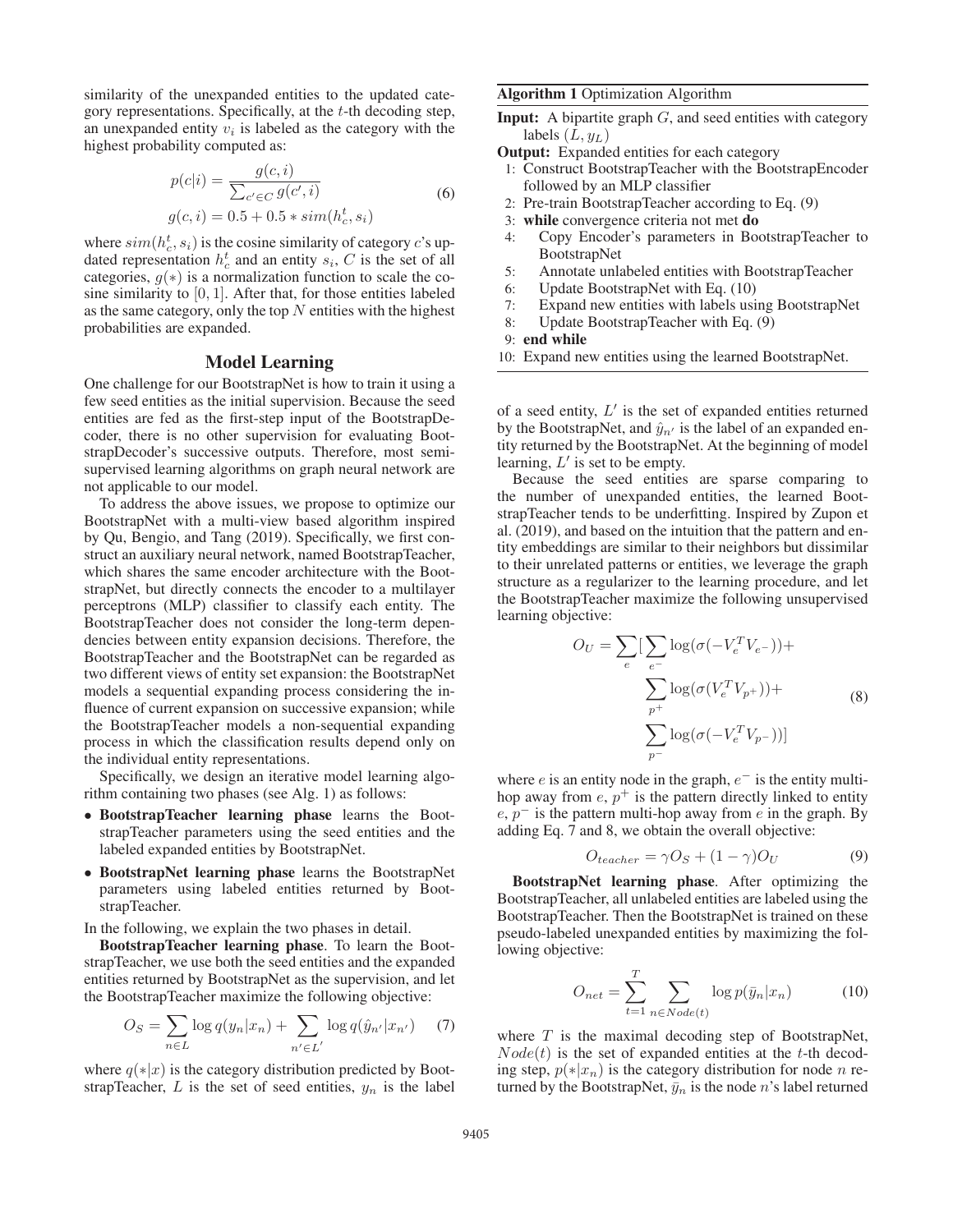similarity of the unexpanded entities to the updated category representations. Specifically, at the $t$-th decoding step, an unexpanded entity $v_i$ is labeled as the category with the highest probability computed as:

$$p(c|i) = \frac{g(c,i)}{\sum_{c' \in C} g(c',i)}$$
$$g(c,i) = 0.5 + 0.5 * sim(h_c^t, s_i) \tag{6}$$

where $sim(h_c^t, s_i)$ is the cosine similarity of category $c$'s updated representation $h_c^t$ and an entity $s_i$, $C$ is the set of all categories, $g(*)$ is a normalization function to scale the cosine similarity to $[0, 1]$. After that, for those entities labeled as the same category, only the top $N$ entities with the highest probabilities are expanded.

## Model Learning

One challenge for our BootstrapNet is how to train it using a few seed entities as the initial supervision. Because the seed entities are fed as the first-step input of the BootstrapDecoder, there is no other supervision for evaluating BootstrapDecoder's successive outputs. Therefore, most semi-supervised learning algorithms on graph neural network are not applicable to our model.

To address the above issues, we propose to optimize our BootstrapNet with a multi-view based algorithm inspired by Qu, Bengio, and Tang (2019). Specifically, we first construct an auxiliary neural network, named BootstrapTeacher, which shares the same encoder architecture with the BootstrapNet, but directly connects the encoder to a multilayer perceptrons (MLP) classifier to classify each entity. The BootstrapTeacher does not consider the long-term dependencies between entity expansion decisions. Therefore, the BootstrapTeacher and the BootstrapNet can be regarded as two different views of entity set expansion: the BootstrapNet models a sequential expanding process considering the influence of current expansion on successive expansion; while the BootstrapTeacher models a non-sequential expanding process in which the classification results depend only on the individual entity representations.

Specifically, we design an iterative model learning algorithm containing two phases (see Alg. 1) as follows:

- **BootstrapTeacher learning phase** learns the BootstrapTeacher parameters using the seed entities and the labeled expanded entities by BootstrapNet.
- **BootstrapNet learning phase** learns the BootstrapNet parameters using labeled entities returned by BootstrapTeacher.

In the following, we explain the two phases in detail.

**BootstrapTeacher learning phase**. To learn the BootstrapTeacher, we use both the seed entities and the expanded entities returned by BootstrapNet as the supervision, and let the BootstrapTeacher maximize the following objective:

$$O_S = \sum_{n \in L} \log q(y_n|x_n) + \sum_{n' \in L'} \log q(\hat{y}_{n'}|x_{n'}) \tag{7}$$

where $q(*|x)$ is the category distribution predicted by BootstrapTeacher, $L$ is the set of seed entities, $y_n$ is the label of a seed entity, $L'$ is the set of expanded entities returned by the BootstrapNet, and $\hat{y}_{n'}$ is the label of an expanded entity returned by the BootstrapNet. At the beginning of model learning, $L'$ is set to be empty.

**Algorithm 1** Optimization Algorithm

**Input:** A bipartite graph $G$, and seed entities with category labels $(L, y_L)$

**Output:** Expanded entities for each category

1: Construct BootstrapTeacher with the BootstrapEncoder followed by an MLP classifier
2: Pre-train BootstrapTeacher according to Eq. (9)
3: **while** convergence criteria not met **do**
4: Copy Encoder's parameters in BootstrapTeacher to BootstrapNet
5: Annotate unlabeled entities with BootstrapTeacher
6: Update BootstrapNet with Eq. (10)
7: Expand new entities with labels using BootstrapNet
8: Update BootstrapTeacher with Eq. (9)
9: **end while**
10: Expand new entities using the learned BootstrapNet.

Because the seed entities are sparse comparing to the number of unexpanded entities, the learned BootstrapTeacher tends to be underfitting. Inspired by Zupon et al. (2019), and based on the intuition that the pattern and entity embeddings are similar to their neighbors but dissimilar to their unrelated patterns or entities, we leverage the graph structure as a regularizer to the learning procedure, and let the BootstrapTeacher maximize the following unsupervised learning objective:

$$O_U = \sum_e [\sum_{e^-} \log(\sigma(-V_e^T V_{e^-})) + \sum_{p^+} \log(\sigma(V_e^T V_{p^+})) + \sum_{p^-} \log(\sigma(-V_e^T V_{p^-}))] \tag{8}$$

where $e$ is an entity node in the graph, $e^-$ is the entity multi-hop away from $e$, $p^+$ is the pattern directly linked to entity $e$, $p^-$ is the pattern multi-hop away from $e$ in the graph. By adding Eq. 7 and 8, we obtain the overall objective:

$$O_{teacher} = \gamma O_S + (1 - \gamma) O_U \tag{9}$$

**BootstrapNet learning phase**. After optimizing the BootstrapTeacher, all unlabeled entities are labeled using the BootstrapTeacher. Then the BootstrapNet is trained on these pseudo-labeled unexpanded entities by maximizing the following objective:

$$O_{net} = \sum_{t=1}^{T} \sum_{n \in Node(t)} \log p(\bar{y}_n|x_n) \tag{10}$$

where $T$ is the maximal decoding step of BootstrapNet, $Node(t)$ is the set of expanded entities at the $t$-th decoding step, $p(*|x_n)$ is the category distribution for node $n$ returned by the BootstrapNet, $\bar{y}_n$ is the node $n$'s label returned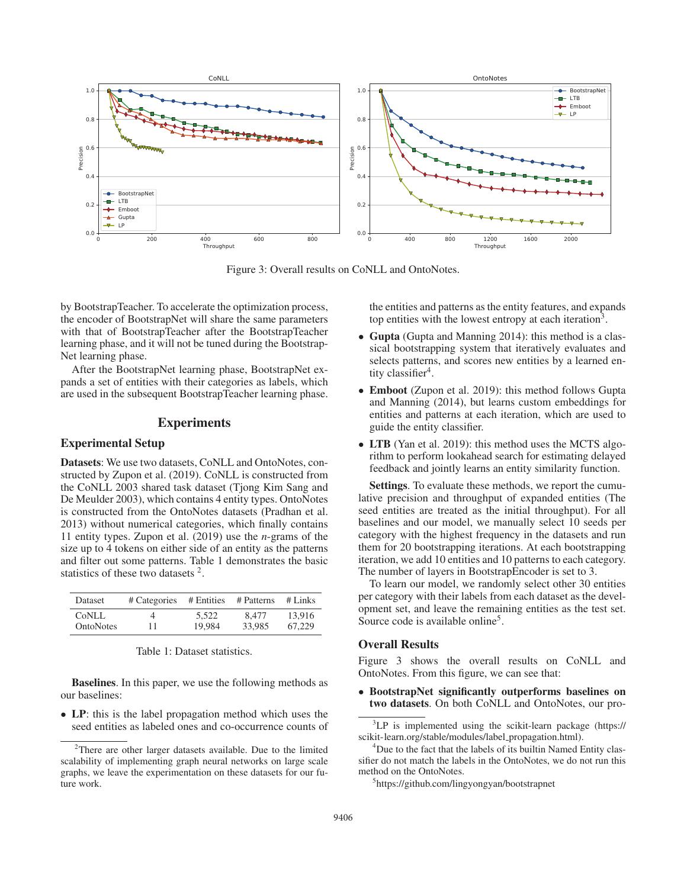Figure 3: Overall results on CoNLL and OntoNotes.

by BootstrapTeacher. To accelerate the optimization process, the encoder of BootstrapNet will share the same parameters with that of BootstrapTeacher after the BootstrapTeacher learning phase, and it will not be tuned during the BootstrapNet learning phase.

After the BootstrapNet learning phase, BootstrapNet expands a set of entities with their categories as labels, which are used in the subsequent BootstrapTeacher learning phase.

## Experiments

### Experimental Setup

**Datasets**: We use two datasets, CoNLL and OntoNotes, constructed by Zupon et al. (2019). CoNLL is constructed from the CoNLL 2003 shared task dataset (Tjong Kim Sang and De Meulder 2003), which contains 4 entity types. OntoNotes is constructed from the OntoNotes datasets (Pradhan et al. 2013) without numerical categories, which finally contains 11 entity types. Zupon et al. (2019) use the *n*-grams of the size up to 4 tokens on either side of an entity as the patterns and filter out some patterns. Table 1 demonstrates the basic statistics of these two datasets [2].

| Dataset | # Categories | # Entities | # Patterns | # Links |
|---|---|---|---|---|
| CoNLL | 4 | 5,522 | 8,477 | 13,916 |
| OntoNotes | 11 | 19,984 | 33,985 | 67,229 |

Table 1: Dataset statistics.

**Baselines**. In this paper, we use the following methods as our baselines:

- **LP**: this is the label propagation method which uses the seed entities as labeled ones and co-occurrence counts of the entities and patterns as the entity features, and expands top entities with the lowest entropy at each iteration[3].
- **Gupta** (Gupta and Manning 2014): this method is a classical bootstrapping system that iteratively evaluates and selects patterns, and scores new entities by a learned entity classifier[4].
- **Emboot** (Zupon et al. 2019): this method follows Gupta and Manning (2014), but learns custom embeddings for entities and patterns at each iteration, which are used to guide the entity classifier.
- **LTB** (Yan et al. 2019): this method uses the MCTS algorithm to perform lookahead search for estimating delayed feedback and jointly learns an entity similarity function.

**Settings**. To evaluate these methods, we report the cumulative precision and throughput of expanded entities (The seed entities are treated as the initial throughput). For all baselines and our model, we manually select 10 seeds per category with the highest frequency in the datasets and run them for 20 bootstrapping iterations. At each bootstrapping iteration, we add 10 entities and 10 patterns to each category. The number of layers in BootstrapEncoder is set to 3.

To learn our model, we randomly select other 30 entities per category with their labels from each dataset as the development set, and leave the remaining entities as the test set. Source code is available online[5].

### Overall Results

Figure 3 shows the overall results on CoNLL and OntoNotes. From this figure, we can see that:

- **BootstrapNet significantly outperforms baselines on two datasets**. On both CoNLL and OntoNotes, our pro-

[2] There are other larger datasets available. Due to the limited scalability of implementing graph neural networks on large scale graphs, we leave the experimentation on these datasets for our future work.

[3] LP is implemented using the scikit-learn package (https://scikit-learn.org/stable/modules/label_propagation.html).

[4] Due to the fact that the labels of its builtin Named Entity classifier do not match the labels in the OntoNotes, we do not run this method on the OntoNotes.

[5] https://github.com/lingyongyan/bootstrapnet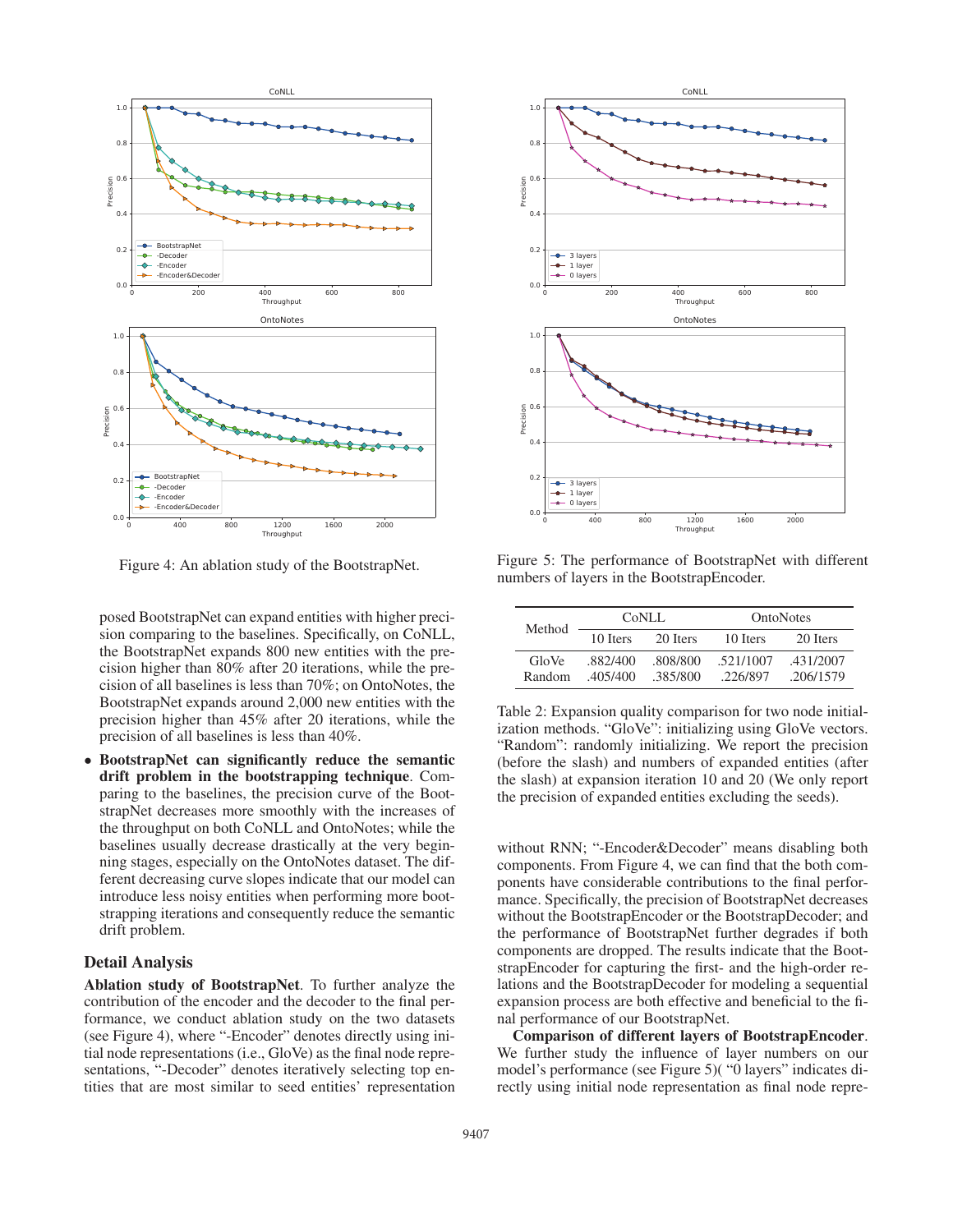posed BootstrapNet can expand entities with higher precision comparing to the baselines. Specifically, on CoNLL, the BootstrapNet expands 800 new entities with the precision higher than 80% after 20 iterations, while the precision of all baselines is less than 70%; on OntoNotes, the BootstrapNet expands around 2,000 new entities with the precision higher than 45% after 20 iterations, while the precision of all baselines is less than 40%.

- **BootstrapNet can significantly reduce the semantic drift problem in the bootstrapping technique**. Comparing to the baselines, the precision curve of the BootstrapNet decreases more smoothly with the increases of the throughput on both CoNLL and OntoNotes; while the baselines usually decrease drastically at the very beginning stages, especially on the OntoNotes dataset. The different decreasing curve slopes indicate that our model can introduce less noisy entities when performing more bootstrapping iterations and consequently reduce the semantic drift problem.

Figure 4: An ablation study of the BootstrapNet.

## Detail Analysis

**Ablation study of BootstrapNet**. To further analyze the contribution of the encoder and the decoder to the final performance, we conduct ablation study on the two datasets (see Figure 4), where "-Encoder" denotes directly using initial node representations (i.e., GloVe) as the final node representations, "-Decoder" denotes iteratively selecting top entities that are most similar to seed entities' representation without RNN; "-Encoder&Decoder" means disabling both components. From Figure 4, we can find that the both components have considerable contributions to the final performance. Specifically, the precision of BootstrapNet decreases without the BootstrapEncoder or the BootstrapDecoder; and the performance of BootstrapNet further degrades if both components are dropped. The results indicate that the BootstrapEncoder for capturing the first- and the high-order relations and the BootstrapDecoder for modeling a sequential expansion process are both effective and beneficial to the final performance of our BootstrapNet.

**Comparison of different layers of BootstrapEncoder**. We further study the influence of layer numbers on our model's performance (see Figure 5)( "0 layers" indicates directly using initial node representation as final node repre-

Figure 5: The performance of BootstrapNet with different numbers of layers in the BootstrapEncoder.

| Method | CoNLL | | OntoNotes | |
|---|---|---|---|---|
| | 10 Iters | 20 Iters | 10 Iters | 20 Iters |
| GloVe | .882/400 | .808/800 | .521/1007 | .431/2007 |
| Random | .405/400 | .385/800 | .226/897 | .206/1579 |

Table 2: Expansion quality comparison for two node initialization methods. "GloVe": initializing using GloVe vectors. "Random": randomly initializing. We report the precision (before the slash) and numbers of expanded entities (after the slash) at expansion iteration 10 and 20 (We only report the precision of expanded entities excluding the seeds).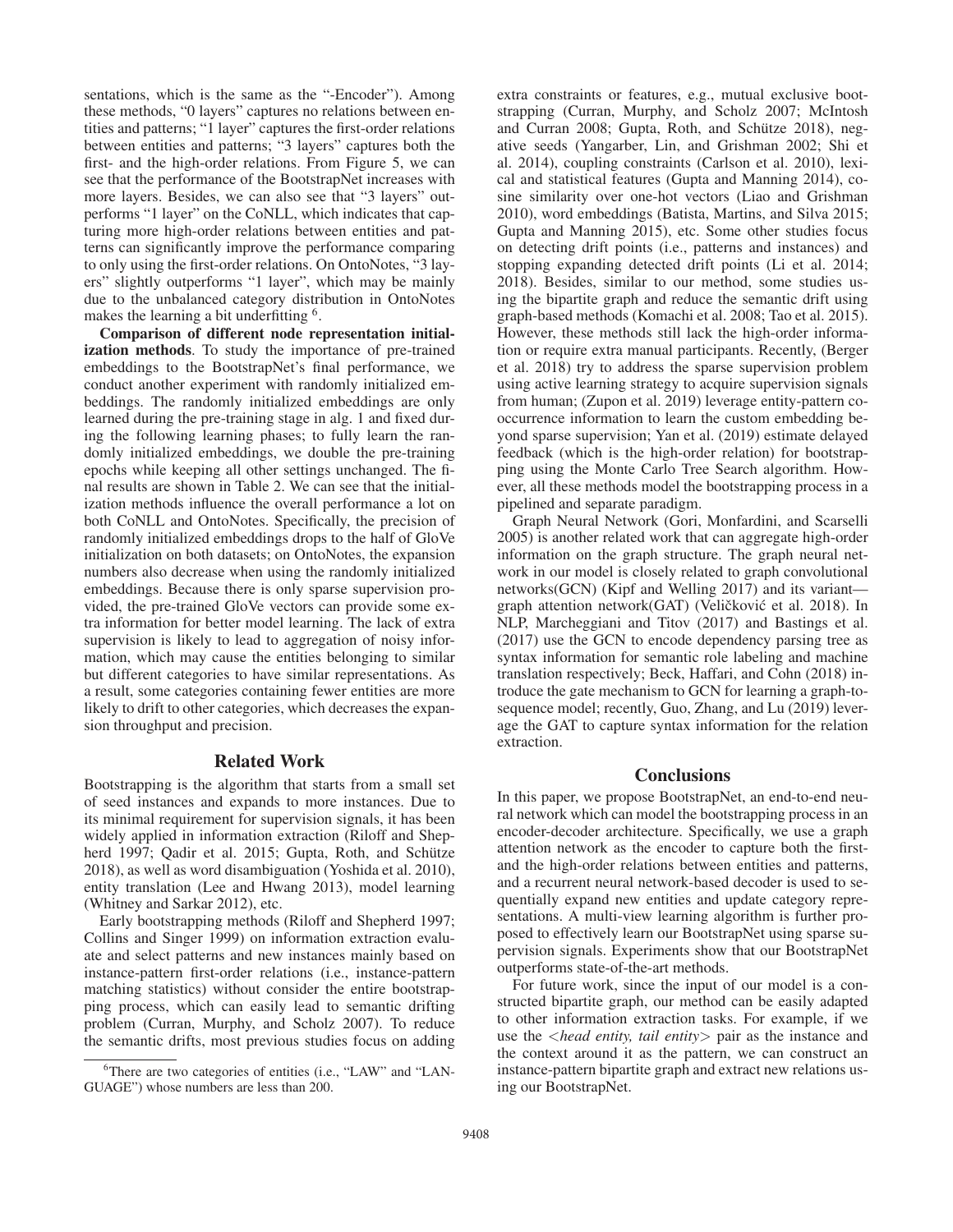sentations, which is the same as the "-Encoder"). Among these methods, "0 layers" captures no relations between entities and patterns; "1 layer" captures the first-order relations between entities and patterns; "3 layers" captures both the first- and the high-order relations. From Figure 5, we can see that the performance of the BootstrapNet increases with more layers. Besides, we can also see that "3 layers" outperforms "1 layer" on the CoNLL, which indicates that capturing more high-order relations between entities and patterns can significantly improve the performance comparing to only using the first-order relations. On OntoNotes, "3 layers" slightly outperforms "1 layer", which may be mainly due to the unbalanced category distribution in OntoNotes makes the learning a bit underfitting [6].

**Comparison of different node representation initialization methods**. To study the importance of pre-trained embeddings to the BootstrapNet's final performance, we conduct another experiment with randomly initialized embeddings. The randomly initialized embeddings are only learned during the pre-training stage in alg. 1 and fixed during the following learning phases; to fully learn the randomly initialized embeddings, we double the pre-training epochs while keeping all other settings unchanged. The final results are shown in Table 2. We can see that the initialization methods influence the overall performance a lot on both CoNLL and OntoNotes. Specifically, the precision of randomly initialized embeddings drops to the half of GloVe initialization on both datasets; on OntoNotes, the expansion numbers also decrease when using the randomly initialized embeddings. Because there is only sparse supervision provided, the pre-trained GloVe vectors can provide some extra information for better model learning. The lack of extra supervision is likely to lead to aggregation of noisy information, which may cause the entities belonging to similar but different categories to have similar representations. As a result, some categories containing fewer entities are more likely to drift to other categories, which decreases the expansion throughput and precision.

## Related Work

Bootstrapping is the algorithm that starts from a small set of seed instances and expands to more instances. Due to its minimal requirement for supervision signals, it has been widely applied in information extraction (Riloff and Shepherd 1997; Qadir et al. 2015; Gupta, Roth, and Schütze 2018), as well as word disambiguation (Yoshida et al. 2010), entity translation (Lee and Hwang 2013), model learning (Whitney and Sarkar 2012), etc.

Early bootstrapping methods (Riloff and Shepherd 1997; Collins and Singer 1999) on information extraction evaluate and select patterns and new instances mainly based on instance-pattern first-order relations (i.e., instance-pattern matching statistics) without consider the entire bootstrapping process, which can easily lead to semantic drifting problem (Curran, Murphy, and Scholz 2007). To reduce the semantic drifts, most previous studies focus on adding extra constraints or features, e.g., mutual exclusive bootstrapping (Curran, Murphy, and Scholz 2007; McIntosh and Curran 2008; Gupta, Roth, and Schütze 2018), negative seeds (Yangarber, Lin, and Grishman 2002; Shi et al. 2014), coupling constraints (Carlson et al. 2010), lexical and statistical features (Gupta and Manning 2014), cosine similarity over one-hot vectors (Liao and Grishman 2010), word embeddings (Batista, Martins, and Silva 2015; Gupta and Manning 2015), etc. Some other studies focus on detecting drift points (i.e., patterns and instances) and stopping expanding detected drift points (Li et al. 2014; 2018). Besides, similar to our method, some studies using the bipartite graph and reduce the semantic drift using graph-based methods (Komachi et al. 2008; Tao et al. 2015). However, these methods still lack the high-order information or require extra manual participants. Recently, (Berger et al. 2018) try to address the sparse supervision problem using active learning strategy to acquire supervision signals from human; (Zupon et al. 2019) leverage entity-pattern cooccurrence information to learn the custom embedding beyond sparse supervision; Yan et al. (2019) estimate delayed feedback (which is the high-order relation) for bootstrapping using the Monte Carlo Tree Search algorithm. However, all these methods model the bootstrapping process in a pipelined and separate paradigm.

Graph Neural Network (Gori, Monfardini, and Scarselli 2005) is another related work that can aggregate high-order information on the graph structure. The graph neural network in our model is closely related to graph convolutional networks(GCN) (Kipf and Welling 2017) and its variant—graph attention network(GAT) (Veličković et al. 2018). In NLP, Marcheggiani and Titov (2017) and Bastings et al. (2017) use the GCN to encode dependency parsing tree as syntax information for semantic role labeling and machine translation respectively; Beck, Haffari, and Cohn (2018) introduce the gate mechanism to GCN for learning a graph-to-sequence model; recently, Guo, Zhang, and Lu (2019) leverage the GAT to capture syntax information for the relation extraction.

## Conclusions

In this paper, we propose BootstrapNet, an end-to-end neural network which can model the bootstrapping process in an encoder-decoder architecture. Specifically, we use a graph attention network as the encoder to capture both the first- and the high-order relations between entities and patterns, and a recurrent neural network-based decoder is used to sequentially expand new entities and update category representations. A multi-view learning algorithm is further proposed to effectively learn our BootstrapNet using sparse supervision signals. Experiments show that our BootstrapNet outperforms state-of-the-art methods.

For future work, since the input of our model is a constructed bipartite graph, our method can be easily adapted to other information extraction tasks. For example, if we use the <*head entity, tail entity*> pair as the instance and the context around it as the pattern, we can construct an instance-pattern bipartite graph and extract new relations using our BootstrapNet.

[6]There are two categories of entities (i.e., "LAW" and "LANGUAGE") whose numbers are less than 200.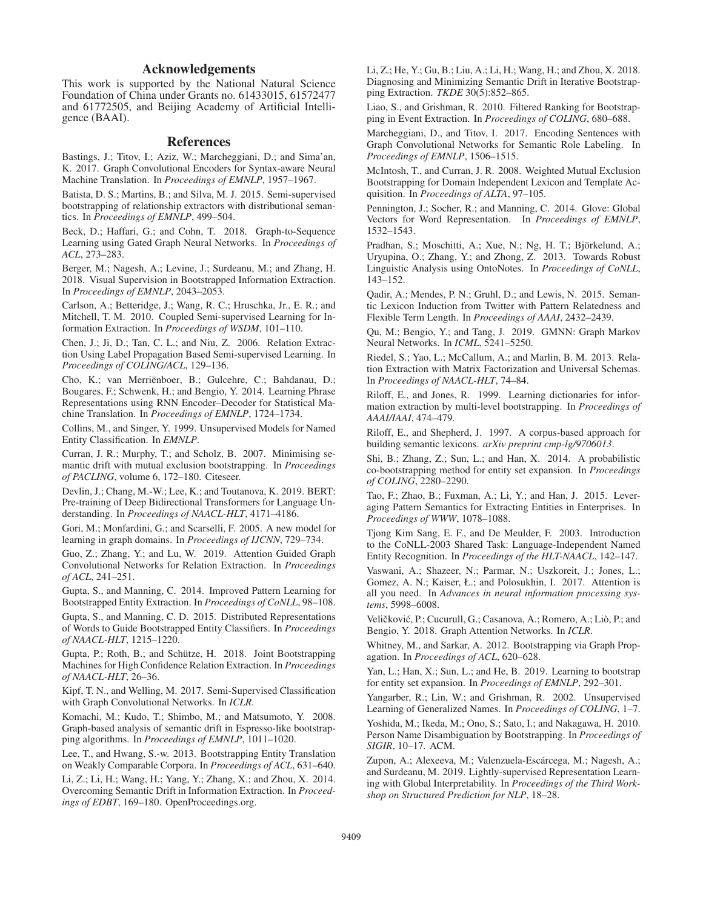## Acknowledgements

This work is supported by the National Natural Science Foundation of China under Grants no. 61433015, 61572477 and 61772505, and Beijing Academy of Artificial Intelligence (BAAI).

## References

Bastings, J.; Titov, I.; Aziz, W.; Marcheggiani, D.; and Sima'an, K. 2017. Graph Convolutional Encoders for Syntax-aware Neural Machine Translation. In *Proceedings of EMNLP*, 1957–1967.

Batista, D. S.; Martins, B.; and Silva, M. J. 2015. Semi-supervised bootstrapping of relationship extractors with distributional semantics. In *Proceedings of EMNLP*, 499–504.

Beck, D.; Haffari, G.; and Cohn, T. 2018. Graph-to-Sequence Learning using Gated Graph Neural Networks. In *Proceedings of ACL*, 273–283.

Berger, M.; Nagesh, A.; Levine, J.; Surdeanu, M.; and Zhang, H. 2018. Visual Supervision in Bootstrapped Information Extraction. In *Proceedings of EMNLP*, 2043–2053.

Carlson, A.; Betteridge, J.; Wang, R. C.; Hruschka, Jr., E. R.; and Mitchell, T. M. 2010. Coupled Semi-supervised Learning for Information Extraction. In *Proceedings of WSDM*, 101–110.

Chen, J.; Ji, D.; Tan, C. L.; and Niu, Z. 2006. Relation Extraction Using Label Propagation Based Semi-supervised Learning. In *Proceedings of COLING/ACL*, 129–136.

Cho, K.; van Merriënboer, B.; Gulcehre, C.; Bahdanau, D.; Bougares, F.; Schwenk, H.; and Bengio, Y. 2014. Learning Phrase Representations using RNN Encoder–Decoder for Statistical Machine Translation. In *Proceedings of EMNLP*, 1724–1734.

Collins, M., and Singer, Y. 1999. Unsupervised Models for Named Entity Classification. In *EMNLP*.

Curran, J. R.; Murphy, T.; and Scholz, B. 2007. Minimising semantic drift with mutual exclusion bootstrapping. In *Proceedings of PACLING*, volume 6, 172–180. Citeseer.

Devlin, J.; Chang, M.-W.; Lee, K.; and Toutanova, K. 2019. BERT: Pre-training of Deep Bidirectional Transformers for Language Understanding. In *Proceedings of NAACL-HLT*, 4171–4186.

Gori, M.; Monfardini, G.; and Scarselli, F. 2005. A new model for learning in graph domains. In *Proceedings of IJCNN*, 729–734.

Guo, Z.; Zhang, Y.; and Lu, W. 2019. Attention Guided Graph Convolutional Networks for Relation Extraction. In *Proceedings of ACL*, 241–251.

Gupta, S., and Manning, C. 2014. Improved Pattern Learning for Bootstrapped Entity Extraction. In *Proceedings of CoNLL*, 98–108.

Gupta, S., and Manning, C. D. 2015. Distributed Representations of Words to Guide Bootstrapped Entity Classifiers. In *Proceedings of NAACL-HLT*, 1215–1220.

Gupta, P.; Roth, B.; and Schütze, H. 2018. Joint Bootstrapping Machines for High Confidence Relation Extraction. In *Proceedings of NAACL-HLT*, 26–36.

Kipf, T. N., and Welling, M. 2017. Semi-Supervised Classification with Graph Convolutional Networks. In *ICLR*.

Komachi, M.; Kudo, T.; Shimbo, M.; and Matsumoto, Y. 2008. Graph-based analysis of semantic drift in Espresso-like bootstrapping algorithms. In *Proceedings of EMNLP*, 1011–1020.

Lee, T., and Hwang, S.-w. 2013. Bootstrapping Entity Translation on Weakly Comparable Corpora. In *Proceedings of ACL*, 631–640.

Li, Z.; Li, H.; Wang, H.; Yang, Y.; Zhang, X.; and Zhou, X. 2014. Overcoming Semantic Drift in Information Extraction. In *Proceedings of EDBT*, 169–180. OpenProceedings.org.

Li, Z.; He, Y.; Gu, B.; Liu, A.; Li, H.; Wang, H.; and Zhou, X. 2018. Diagnosing and Minimizing Semantic Drift in Iterative Bootstrapping Extraction. *TKDE* 30(5):852–865.

Liao, S., and Grishman, R. 2010. Filtered Ranking for Bootstrapping in Event Extraction. In *Proceedings of COLING*, 680–688.

Marcheggiani, D., and Titov, I. 2017. Encoding Sentences with Graph Convolutional Networks for Semantic Role Labeling. In *Proceedings of EMNLP*, 1506–1515.

McIntosh, T., and Curran, J. R. 2008. Weighted Mutual Exclusion Bootstrapping for Domain Independent Lexicon and Template Acquisition. In *Proceedings of ALTA*, 97–105.

Pennington, J.; Socher, R.; and Manning, C. 2014. Glove: Global Vectors for Word Representation. In *Proceedings of EMNLP*, 1532–1543.

Pradhan, S.; Moschitti, A.; Xue, N.; Ng, H. T.; Björkelund, A.; Uryupina, O.; Zhang, Y.; and Zhong, Z. 2013. Towards Robust Linguistic Analysis using OntoNotes. In *Proceedings of CoNLL*, 143–152.

Qadir, A.; Mendes, P. N.; Gruhl, D.; and Lewis, N. 2015. Semantic Lexicon Induction from Twitter with Pattern Relatedness and Flexible Term Length. In *Proceedings of AAAI*, 2432–2439.

Qu, M.; Bengio, Y.; and Tang, J. 2019. GMNN: Graph Markov Neural Networks. In *ICML*, 5241–5250.

Riedel, S.; Yao, L.; McCallum, A.; and Marlin, B. M. 2013. Relation Extraction with Matrix Factorization and Universal Schemas. In *Proceedings of NAACL-HLT*, 74–84.

Riloff, E., and Jones, R. 1999. Learning dictionaries for information extraction by multi-level bootstrapping. In *Proceedings of AAAI/IAAI*, 474–479.

Riloff, E., and Shepherd, J. 1997. A corpus-based approach for building semantic lexicons. *arXiv preprint cmp-lg/9706013*.

Shi, B.; Zhang, Z.; Sun, L.; and Han, X. 2014. A probabilistic co-bootstrapping method for entity set expansion. In *Proceedings of COLING*, 2280–2290.

Tao, F.; Zhao, B.; Fuxman, A.; Li, Y.; and Han, J. 2015. Leveraging Pattern Semantics for Extracting Entities in Enterprises. In *Proceedings of WWW*, 1078–1088.

Tjong Kim Sang, E. F., and De Meulder, F. 2003. Introduction to the CoNLL-2003 Shared Task: Language-Independent Named Entity Recognition. In *Proceedings of the HLT-NAACL*, 142–147.

Vaswani, A.; Shazeer, N.; Parmar, N.; Uszkoreit, J.; Jones, L.; Gomez, A. N.; Kaiser, Ł.; and Polosukhin, I. 2017. Attention is all you need. In *Advances in neural information processing systems*, 5998–6008.

Veličković, P.; Cucurull, G.; Casanova, A.; Romero, A.; Liò, P.; and Bengio, Y. 2018. Graph Attention Networks. In *ICLR*.

Whitney, M., and Sarkar, A. 2012. Bootstrapping via Graph Propagation. In *Proceedings of ACL*, 620–628.

Yan, L.; Han, X.; Sun, L.; and He, B. 2019. Learning to bootstrap for entity set expansion. In *Proceedings of EMNLP*, 292–301.

Yangarber, R.; Lin, W.; and Grishman, R. 2002. Unsupervised Learning of Generalized Names. In *Proceedings of COLING*, 1–7.

Yoshida, M.; Ikeda, M.; Ono, S.; Sato, I.; and Nakagawa, H. 2010. Person Name Disambiguation by Bootstrapping. In *Proceedings of SIGIR*, 10–17. ACM.

Zupon, A.; Alexeeva, M.; Valenzuela-Escárcega, M.; Nagesh, A.; and Surdeanu, M. 2019. Lightly-supervised Representation Learning with Global Interpretability. In *Proceedings of the Third Workshop on Structured Prediction for NLP*, 18–28.